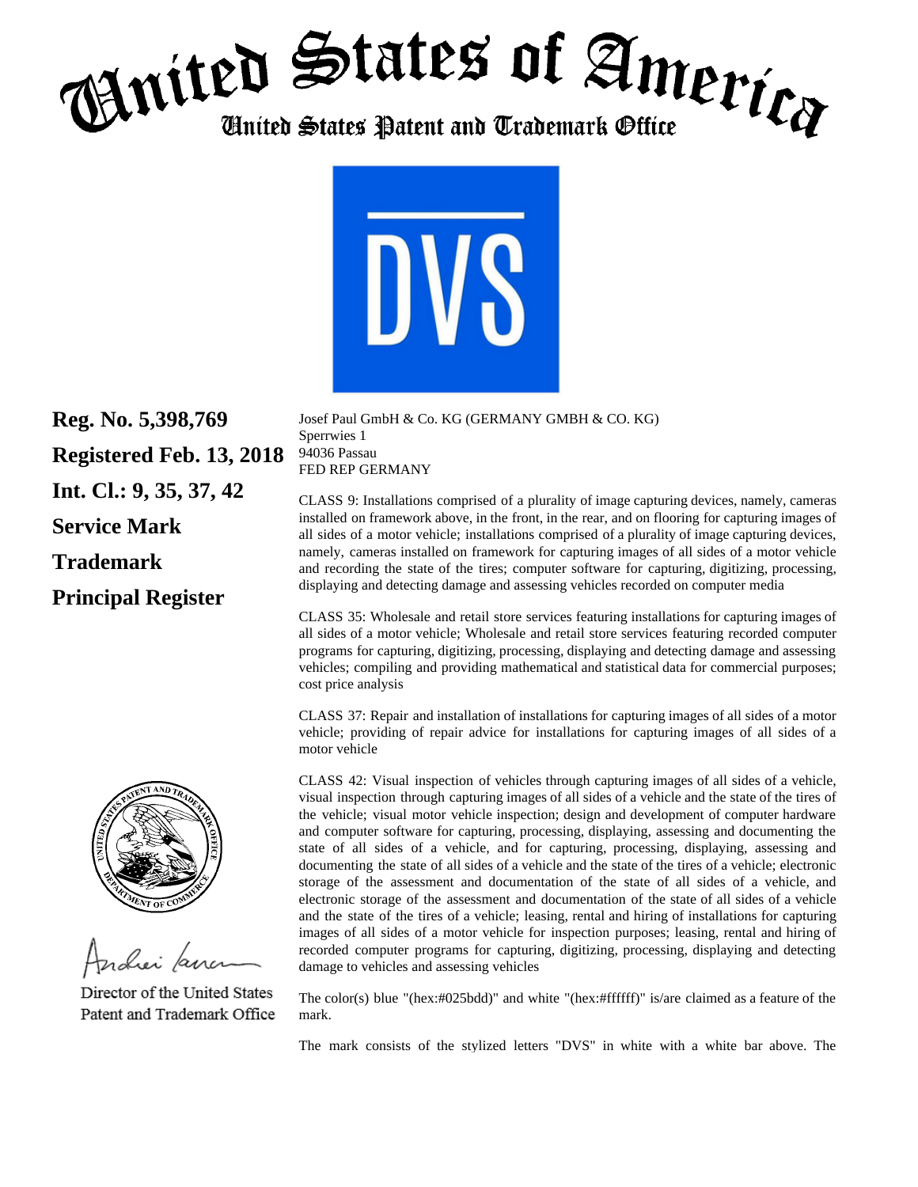# United States of America

## United States Patent and Trademark Office

DVS

**Reg. No. 5,398,769**

**Registered Feb. 13, 2018**

**Int. Cl.: 9, 35, 37, 42**

**Service Mark**

**Trademark**

**Principal Register**

Josef Paul GmbH & Co. KG (GERMANY GMBH & CO. KG)
Sperrwies 1
94036 Passau
FED REP GERMANY

CLASS 9: Installations comprised of a plurality of image capturing devices, namely, cameras installed on framework above, in the front, in the rear, and on flooring for capturing images of all sides of a motor vehicle; installations comprised of a plurality of image capturing devices, namely, cameras installed on framework for capturing images of all sides of a motor vehicle and recording the state of the tires; computer software for capturing, digitizing, processing, displaying and detecting damage and assessing vehicles recorded on computer media

CLASS 35: Wholesale and retail store services featuring installations for capturing images of all sides of a motor vehicle; Wholesale and retail store services featuring recorded computer programs for capturing, digitizing, processing, displaying and detecting damage and assessing vehicles; compiling and providing mathematical and statistical data for commercial purposes; cost price analysis

CLASS 37: Repair and installation of installations for capturing images of all sides of a motor vehicle; providing of repair advice for installations for capturing images of all sides of a motor vehicle

CLASS 42: Visual inspection of vehicles through capturing images of all sides of a vehicle, visual inspection through capturing images of all sides of a vehicle and the state of the tires of the vehicle; visual motor vehicle inspection; design and development of computer hardware and computer software for capturing, processing, displaying, assessing and documenting the state of all sides of a vehicle, and for capturing, processing, displaying, assessing and documenting the state of all sides of a vehicle and the state of the tires of a vehicle; electronic storage of the assessment and documentation of the state of all sides of a vehicle, and electronic storage of the assessment and documentation of the state of all sides of a vehicle and the state of the tires of a vehicle; leasing, rental and hiring of installations for capturing images of all sides of a motor vehicle for inspection purposes; leasing, rental and hiring of recorded computer programs for capturing, digitizing, processing, displaying and detecting damage to vehicles and assessing vehicles

The color(s) blue "(hex:#025bdd)" and white "(hex:#ffffff)" is/are claimed as a feature of the mark.

The mark consists of the stylized letters "DVS" in white with a white bar above. The

Director of the United States Patent and Trademark Office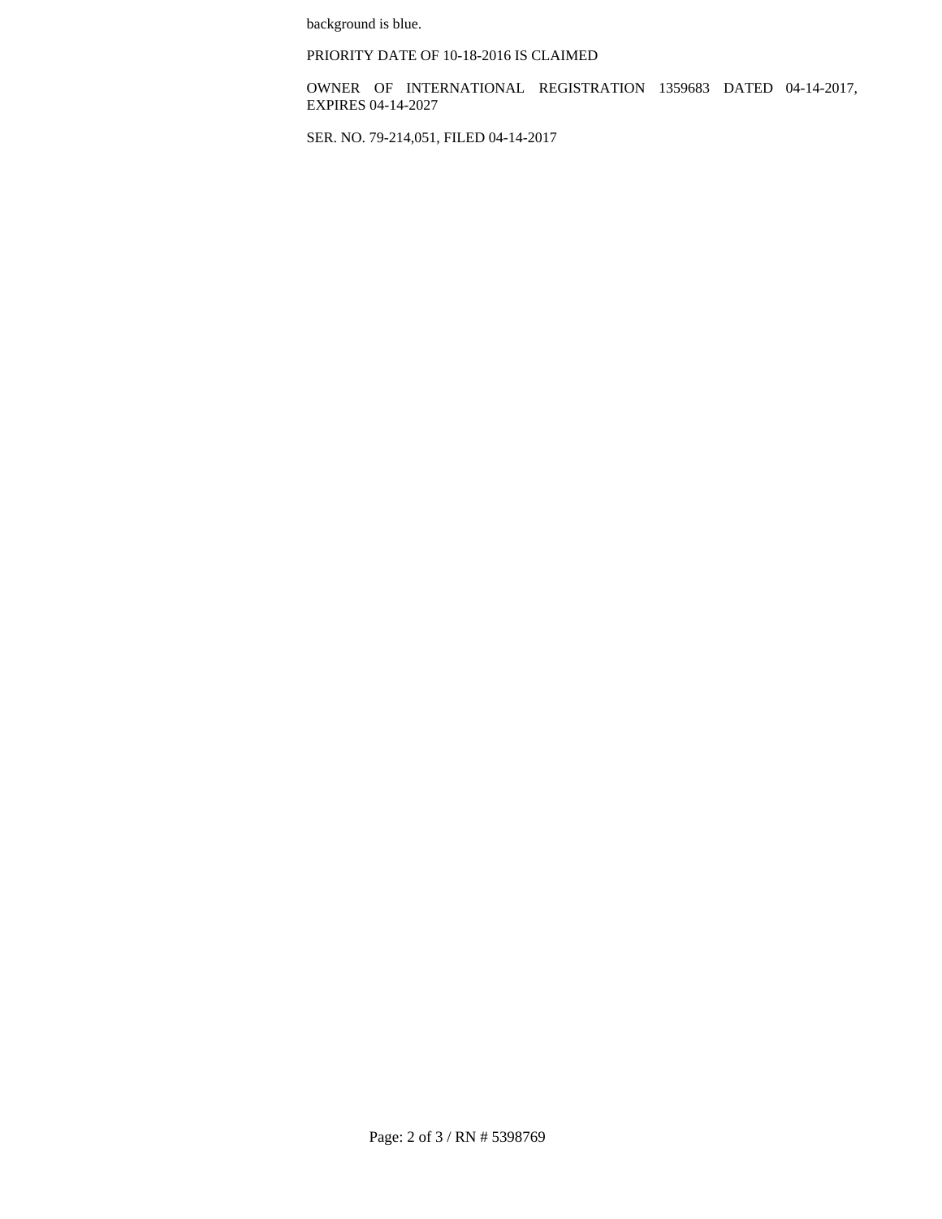background is blue.

PRIORITY DATE OF 10-18-2016 IS CLAIMED

OWNER OF INTERNATIONAL REGISTRATION 1359683 DATED 04-14-2017, EXPIRES 04-14-2027

SER. NO. 79-214,051, FILED 04-14-2017